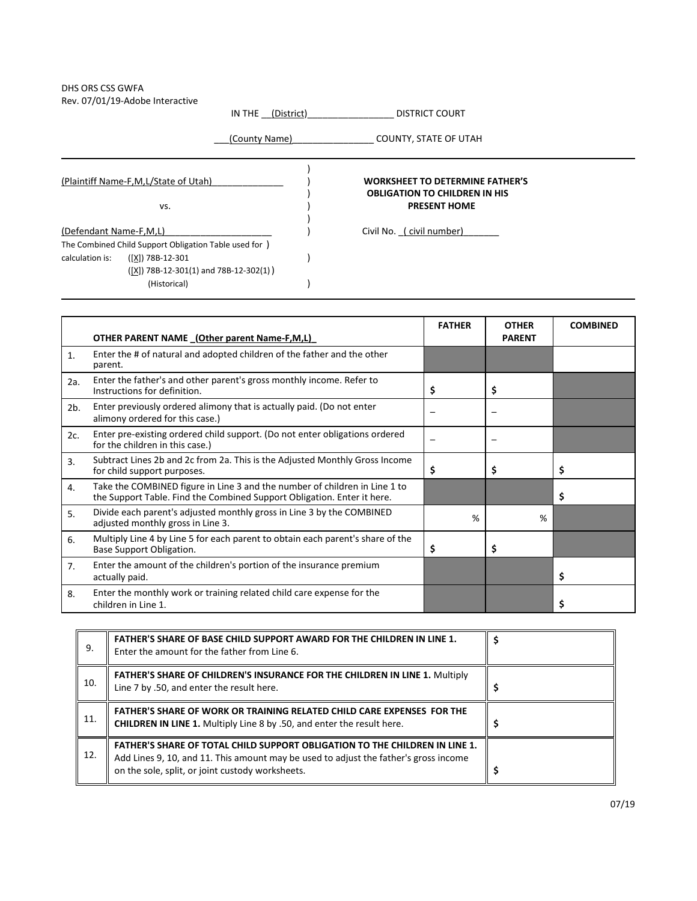DHS ORS CSS GWFA
Rev. 07/01/19-Adobe Interactive

IN THE __(District)________________ DISTRICT COURT

___(County Name)_______________ COUNTY, STATE OF UTAH

(Plaintiff Name-F,M,L/State of Utah)______________ )

vs. )

(Defendant Name-F,M,L)_____________________ )

The Combined Child Support Obligation Table used for calculation is:
([X]) 78B-12-301
([X]) 78B-12-301(1) and 78B-12-302(1) (Historical)

**WORKSHEET TO DETERMINE FATHER'S OBLIGATION TO CHILDREN IN HIS PRESENT HOME**

Civil No. _( civil number)_______

| | **OTHER PARENT NAME _(Other parent Name-F,M,L)_** | **FATHER** | **OTHER PARENT** | **COMBINED** |
|---|---|---|---|---|
| 1. | Enter the # of natural and adopted children of the father and the other parent. | | | |
| 2a. | Enter the father's and other parent's gross monthly income. Refer to Instructions for definition. | $ | $ | |
| 2b. | Enter previously ordered alimony that is actually paid. (Do not enter alimony ordered for this case.) | – | – | |
| 2c. | Enter pre-existing ordered child support. (Do not enter obligations ordered for the children in this case.) | – | – | |
| 3. | Subtract Lines 2b and 2c from 2a. This is the Adjusted Monthly Gross Income for child support purposes. | $ | $ | $ |
| 4. | Take the COMBINED figure in Line 3 and the number of children in Line 1 to the Support Table. Find the Combined Support Obligation. Enter it here. | | | $ |
| 5. | Divide each parent's adjusted monthly gross in Line 3 by the COMBINED adjusted monthly gross in Line 3. | % | % | |
| 6. | Multiply Line 4 by Line 5 for each parent to obtain each parent's share of the Base Support Obligation. | $ | $ | |
| 7. | Enter the amount of the children's portion of the insurance premium actually paid. | | | $ |
| 8. | Enter the monthly work or training related child care expense for the children in Line 1. | | | $ |

| | | |
|---|---|---|
| 9. | **FATHER'S SHARE OF BASE CHILD SUPPORT AWARD FOR THE CHILDREN IN LINE 1.** Enter the amount for the father from Line 6. | $ |
| 10. | **FATHER'S SHARE OF CHILDREN'S INSURANCE FOR THE CHILDREN IN LINE 1.** Multiply Line 7 by .50, and enter the result here. | $ |
| 11. | **FATHER'S SHARE OF WORK OR TRAINING RELATED CHILD CARE EXPENSES FOR THE CHILDREN IN LINE 1.** Multiply Line 8 by .50, and enter the result here. | $ |
| 12. | **FATHER'S SHARE OF TOTAL CHILD SUPPORT OBLIGATION TO THE CHILDREN IN LINE 1.** Add Lines 9, 10, and 11. This amount may be used to adjust the father's gross income on the sole, split, or joint custody worksheets. | $ |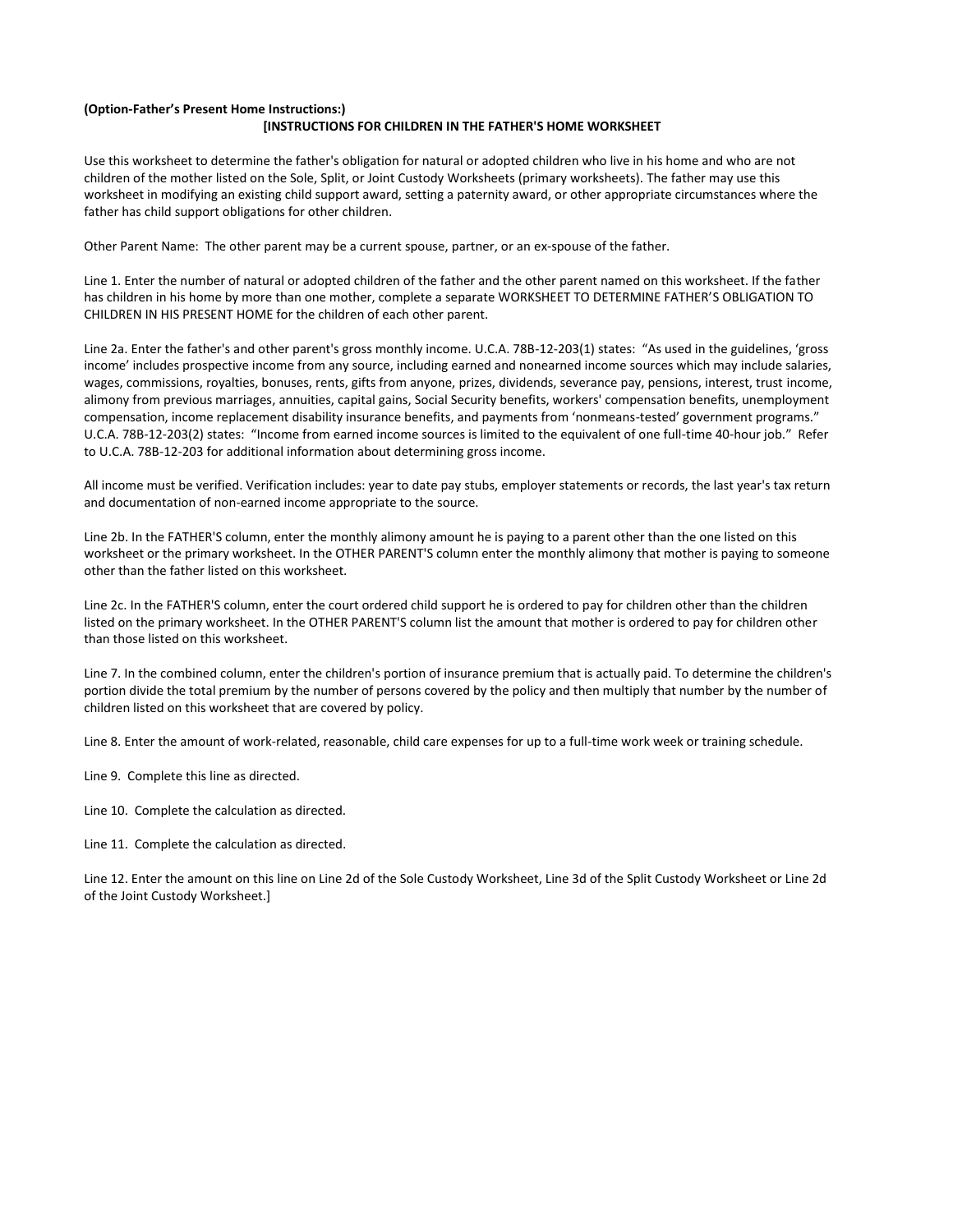**(Option-Father's Present Home Instructions:)**

**[INSTRUCTIONS FOR CHILDREN IN THE FATHER'S HOME WORKSHEET**

Use this worksheet to determine the father's obligation for natural or adopted children who live in his home and who are not children of the mother listed on the Sole, Split, or Joint Custody Worksheets (primary worksheets). The father may use this worksheet in modifying an existing child support award, setting a paternity award, or other appropriate circumstances where the father has child support obligations for other children.

Other Parent Name: The other parent may be a current spouse, partner, or an ex-spouse of the father.

Line 1. Enter the number of natural or adopted children of the father and the other parent named on this worksheet. If the father has children in his home by more than one mother, complete a separate WORKSHEET TO DETERMINE FATHER'S OBLIGATION TO CHILDREN IN HIS PRESENT HOME for the children of each other parent.

Line 2a. Enter the father's and other parent's gross monthly income. U.C.A. 78B-12-203(1) states: "As used in the guidelines, 'gross income' includes prospective income from any source, including earned and nonearned income sources which may include salaries, wages, commissions, royalties, bonuses, rents, gifts from anyone, prizes, dividends, severance pay, pensions, interest, trust income, alimony from previous marriages, annuities, capital gains, Social Security benefits, workers' compensation benefits, unemployment compensation, income replacement disability insurance benefits, and payments from 'nonmeans-tested' government programs." U.C.A. 78B-12-203(2) states: "Income from earned income sources is limited to the equivalent of one full-time 40-hour job." Refer to U.C.A. 78B-12-203 for additional information about determining gross income.

All income must be verified. Verification includes: year to date pay stubs, employer statements or records, the last year's tax return and documentation of non-earned income appropriate to the source.

Line 2b. In the FATHER'S column, enter the monthly alimony amount he is paying to a parent other than the one listed on this worksheet or the primary worksheet. In the OTHER PARENT'S column enter the monthly alimony that mother is paying to someone other than the father listed on this worksheet.

Line 2c. In the FATHER'S column, enter the court ordered child support he is ordered to pay for children other than the children listed on the primary worksheet. In the OTHER PARENT'S column list the amount that mother is ordered to pay for children other than those listed on this worksheet.

Line 7. In the combined column, enter the children's portion of insurance premium that is actually paid. To determine the children's portion divide the total premium by the number of persons covered by the policy and then multiply that number by the number of children listed on this worksheet that are covered by policy.

Line 8. Enter the amount of work-related, reasonable, child care expenses for up to a full-time work week or training schedule.

Line 9. Complete this line as directed.

Line 10. Complete the calculation as directed.

Line 11. Complete the calculation as directed.

Line 12. Enter the amount on this line on Line 2d of the Sole Custody Worksheet, Line 3d of the Split Custody Worksheet or Line 2d of the Joint Custody Worksheet.]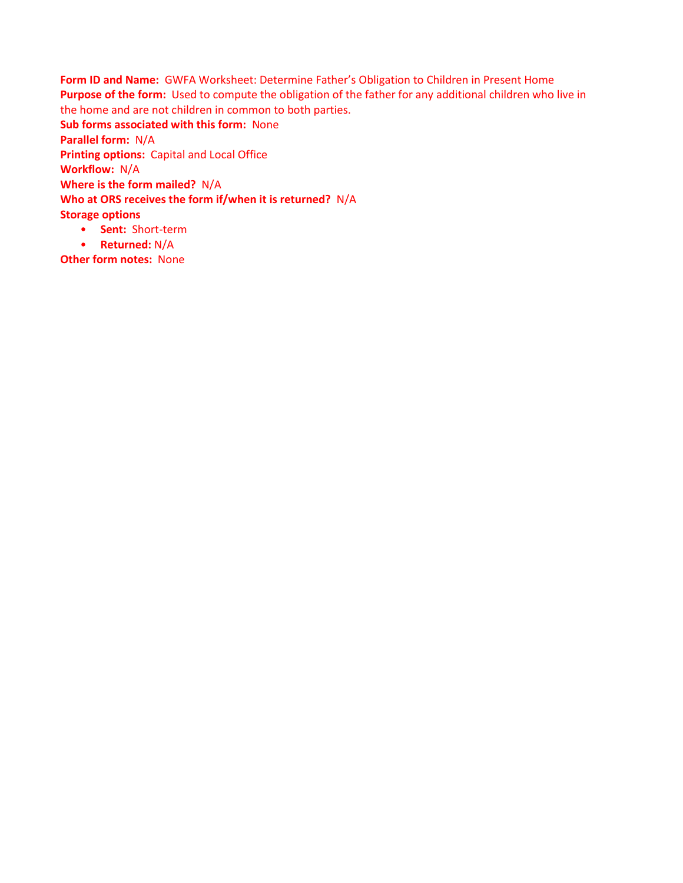**Form ID and Name:** GWFA Worksheet: Determine Father's Obligation to Children in Present Home
**Purpose of the form:** Used to compute the obligation of the father for any additional children who live in the home and are not children in common to both parties.
**Sub forms associated with this form:** None
**Parallel form:** N/A
**Printing options:** Capital and Local Office
**Workflow:** N/A
**Where is the form mailed?** N/A
**Who at ORS receives the form if/when it is returned?** N/A
**Storage options**

- **Sent:** Short-term
- **Returned:** N/A

**Other form notes:** None